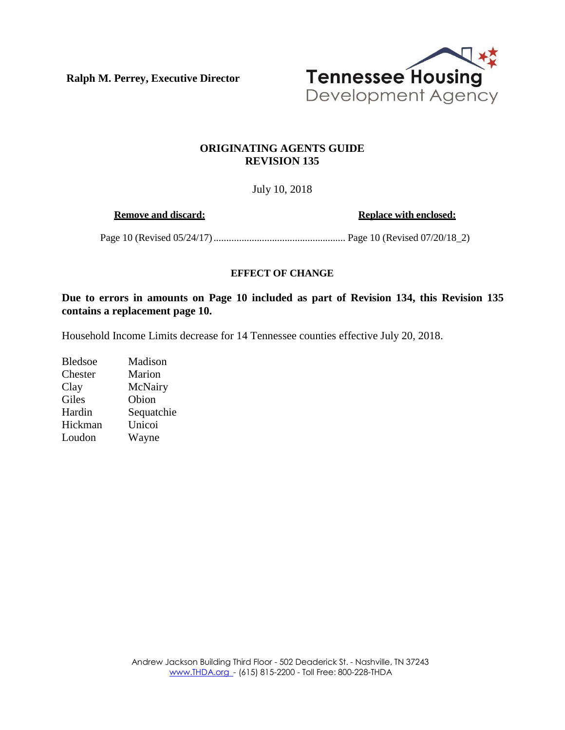**Ralph M. Perrey, Executive Director**

Tennessee Housing Development Agency

## ORIGINATING AGENTS GUIDE
## REVISION 135

July 10, 2018

| **Remove and discard:** | **Replace with enclosed:** |
| --- | --- |
| Page 10 (Revised 05/24/17) | Page 10 (Revised 07/20/18_2) |

### EFFECT OF CHANGE

**Due to errors in amounts on Page 10 included as part of Revision 134, this Revision 135 contains a replacement page 10.**

Household Income Limits decrease for 14 Tennessee counties effective July 20, 2018.

| | |
| --- | --- |
| Bledsoe | Madison |
| Chester | Marion |
| Clay | McNairy |
| Giles | Obion |
| Hardin | Sequatchie |
| Hickman | Unicoi |
| Loudon | Wayne |

Andrew Jackson Building Third Floor - 502 Deaderick St. - Nashville, TN 37243
www.THDA.org - (615) 815-2200 - Toll Free: 800-228-THDA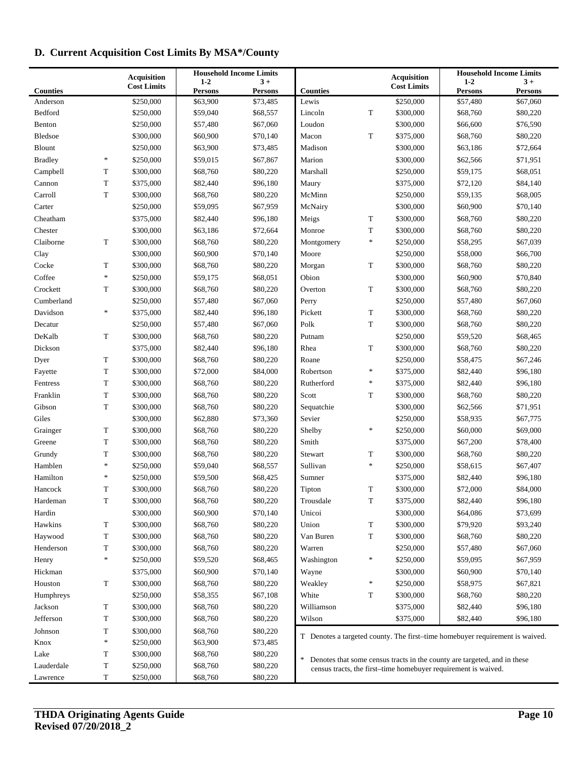## D. Current Acquisition Cost Limits By MSA*/County

| Counties | | Acquisition Cost Limits | Household Income Limits 1-2 Persons | 3 + Persons | Counties | | Acquisition Cost Limits | Household Income Limits 1-2 Persons | 3 + Persons |
|---|---|---|---|---|---|---|---|---|---|
| Anderson | | $250,000 | $63,900 | $73,485 | Lewis | | $250,000 | $57,480 | $67,060 |
| Bedford | | $250,000 | $59,040 | $68,557 | Lincoln | T | $300,000 | $68,760 | $80,220 |
| Benton | | $250,000 | $57,480 | $67,060 | Loudon | | $300,000 | $66,600 | $76,590 |
| Bledsoe | | $300,000 | $60,900 | $70,140 | Macon | T | $375,000 | $68,760 | $80,220 |
| Blount | | $250,000 | $63,900 | $73,485 | Madison | | $300,000 | $63,186 | $72,664 |
| Bradley | * | $250,000 | $59,015 | $67,867 | Marion | | $300,000 | $62,566 | $71,951 |
| Campbell | T | $300,000 | $68,760 | $80,220 | Marshall | | $250,000 | $59,175 | $68,051 |
| Cannon | T | $375,000 | $82,440 | $96,180 | Maury | | $375,000 | $72,120 | $84,140 |
| Carroll | T | $300,000 | $68,760 | $80,220 | McMinn | | $250,000 | $59,135 | $68,005 |
| Carter | | $250,000 | $59,095 | $67,959 | McNairy | | $300,000 | $60,900 | $70,140 |
| Cheatham | | $375,000 | $82,440 | $96,180 | Meigs | T | $300,000 | $68,760 | $80,220 |
| Chester | | $300,000 | $63,186 | $72,664 | Monroe | T | $300,000 | $68,760 | $80,220 |
| Claiborne | T | $300,000 | $68,760 | $80,220 | Montgomery | * | $250,000 | $58,295 | $67,039 |
| Clay | | $300,000 | $60,900 | $70,140 | Moore | | $250,000 | $58,000 | $66,700 |
| Cocke | T | $300,000 | $68,760 | $80,220 | Morgan | T | $300,000 | $68,760 | $80,220 |
| Coffee | * | $250,000 | $59,175 | $68,051 | Obion | | $300,000 | $60,900 | $70,840 |
| Crockett | T | $300,000 | $68,760 | $80,220 | Overton | T | $300,000 | $68,760 | $80,220 |
| Cumberland | | $250,000 | $57,480 | $67,060 | Perry | | $250,000 | $57,480 | $67,060 |
| Davidson | * | $375,000 | $82,440 | $96,180 | Pickett | T | $300,000 | $68,760 | $80,220 |
| Decatur | | $250,000 | $57,480 | $67,060 | Polk | T | $300,000 | $68,760 | $80,220 |
| DeKalb | T | $300,000 | $68,760 | $80,220 | Putnam | | $250,000 | $59,520 | $68,465 |
| Dickson | | $375,000 | $82,440 | $96,180 | Rhea | T | $300,000 | $68,760 | $80,220 |
| Dyer | T | $300,000 | $68,760 | $80,220 | Roane | | $250,000 | $58,475 | $67,246 |
| Fayette | T | $300,000 | $72,000 | $84,000 | Robertson | * | $375,000 | $82,440 | $96,180 |
| Fentress | T | $300,000 | $68,760 | $80,220 | Rutherford | * | $375,000 | $82,440 | $96,180 |
| Franklin | T | $300,000 | $68,760 | $80,220 | Scott | T | $300,000 | $68,760 | $80,220 |
| Gibson | T | $300,000 | $68,760 | $80,220 | Sequatchie | | $300,000 | $62,566 | $71,951 |
| Giles | | $300,000 | $62,880 | $73,360 | Sevier | | $250,000 | $58,935 | $67,775 |
| Grainger | T | $300,000 | $68,760 | $80,220 | Shelby | * | $250,000 | $60,000 | $69,000 |
| Greene | T | $300,000 | $68,760 | $80,220 | Smith | | $375,000 | $67,200 | $78,400 |
| Grundy | T | $300,000 | $68,760 | $80,220 | Stewart | T | $300,000 | $68,760 | $80,220 |
| Hamblen | * | $250,000 | $59,040 | $68,557 | Sullivan | * | $250,000 | $58,615 | $67,407 |
| Hamilton | * | $250,000 | $59,500 | $68,425 | Sumner | | $375,000 | $82,440 | $96,180 |
| Hancock | T | $300,000 | $68,760 | $80,220 | Tipton | T | $300,000 | $72,000 | $84,000 |
| Hardeman | T | $300,000 | $68,760 | $80,220 | Trousdale | T | $375,000 | $82,440 | $96,180 |
| Hardin | | $300,000 | $60,900 | $70,140 | Unicoi | | $300,000 | $64,086 | $73,699 |
| Hawkins | T | $300,000 | $68,760 | $80,220 | Union | T | $300,000 | $79,920 | $93,240 |
| Haywood | T | $300,000 | $68,760 | $80,220 | Van Buren | T | $300,000 | $68,760 | $80,220 |
| Henderson | T | $300,000 | $68,760 | $80,220 | Warren | | $250,000 | $57,480 | $67,060 |
| Henry | * | $250,000 | $59,520 | $68,465 | Washington | * | $250,000 | $59,095 | $67,959 |
| Hickman | | $375,000 | $60,900 | $70,140 | Wayne | | $300,000 | $60,900 | $70,140 |
| Houston | T | $300,000 | $68,760 | $80,220 | Weakley | * | $250,000 | $58,975 | $67,821 |
| Humphreys | | $250,000 | $58,355 | $67,108 | White | T | $300,000 | $68,760 | $80,220 |
| Jackson | T | $300,000 | $68,760 | $80,220 | Williamson | | $375,000 | $82,440 | $96,180 |
| Jefferson | T | $300,000 | $68,760 | $80,220 | Wilson | | $375,000 | $82,440 | $96,180 |
| Johnson | T | $300,000 | $68,760 | $80,220 | | | | | |
| Knox | * | $250,000 | $63,900 | $73,485 | | | | | |
| Lake | T | $300,000 | $68,760 | $80,220 | | | | | |
| Lauderdale | T | $250,000 | $68,760 | $80,220 | | | | | |
| Lawrence | T | $250,000 | $68,760 | $80,220 | | | | | |

T Denotes a targeted county. The first–time homebuyer requirement is waived.

\* Denotes that some census tracts in the county are targeted, and in these census tracts, the first–time homebuyer requirement is waived.

**THDA Originating Agents Guide**
**Revised 07/20/2018_2**